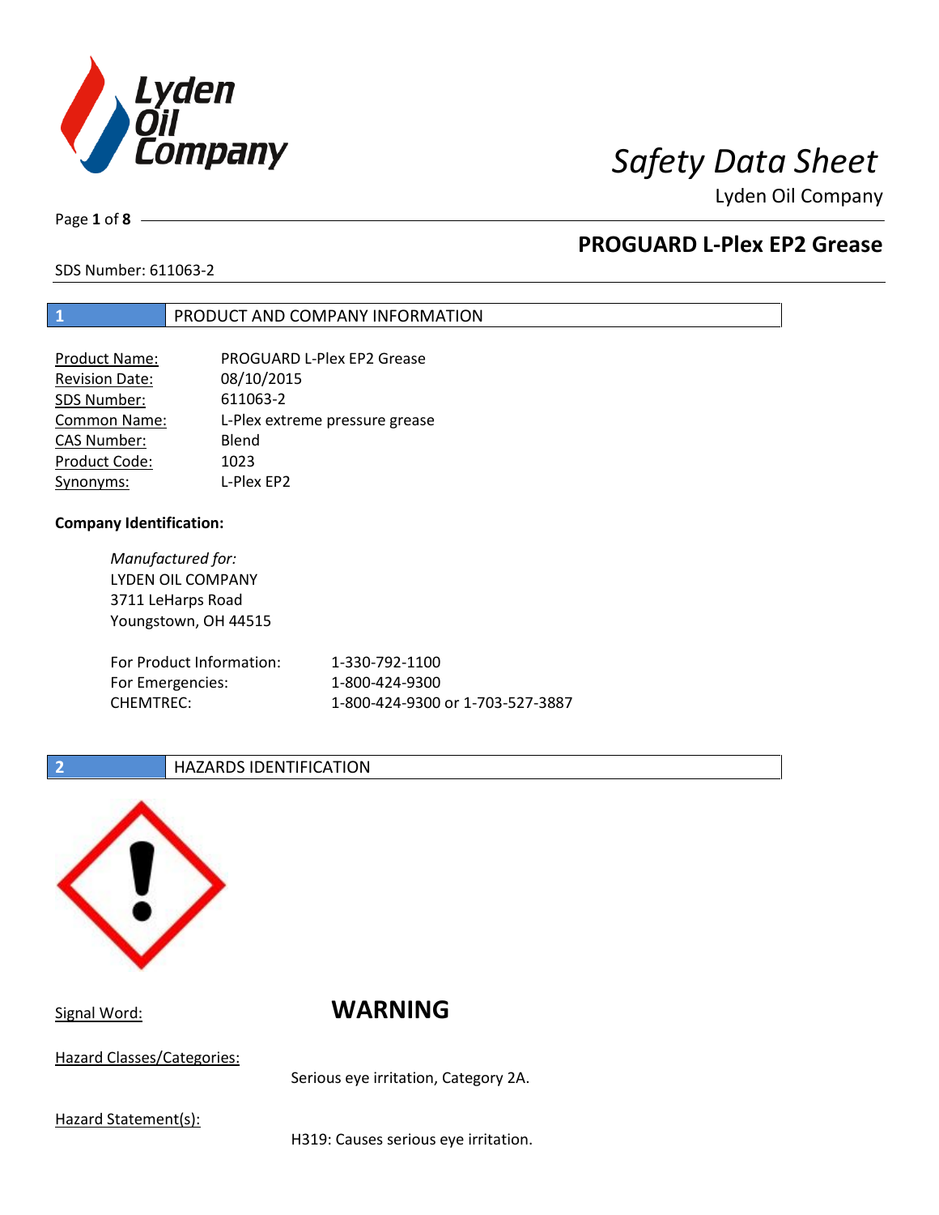# PROGUARD L-Plex EP2 Grease

SDS Number: 611063-2

## 1 PRODUCT AND COMPANY INFORMATION

| | |
|---|---|
| Product Name: | PROGUARD L-Plex EP2 Grease |
| Revision Date: | 08/10/2015 |
| SDS Number: | 611063-2 |
| Common Name: | L-Plex extreme pressure grease |
| CAS Number: | Blend |
| Product Code: | 1023 |
| Synonyms: | L-Plex EP2 |

**Company Identification:**

*Manufactured for:*
LYDEN OIL COMPANY
3711 LeHarps Road
Youngstown, OH 44515

| | |
|---|---|
| For Product Information: | 1-330-792-1100 |
| For Emergencies: | 1-800-424-9300 |
| CHEMTREC: | 1-800-424-9300 or 1-703-527-3887 |

## 2 HAZARDS IDENTIFICATION

Signal Word: **WARNING**

Hazard Classes/Categories:

Serious eye irritation, Category 2A.

Hazard Statement(s):

H319: Causes serious eye irritation.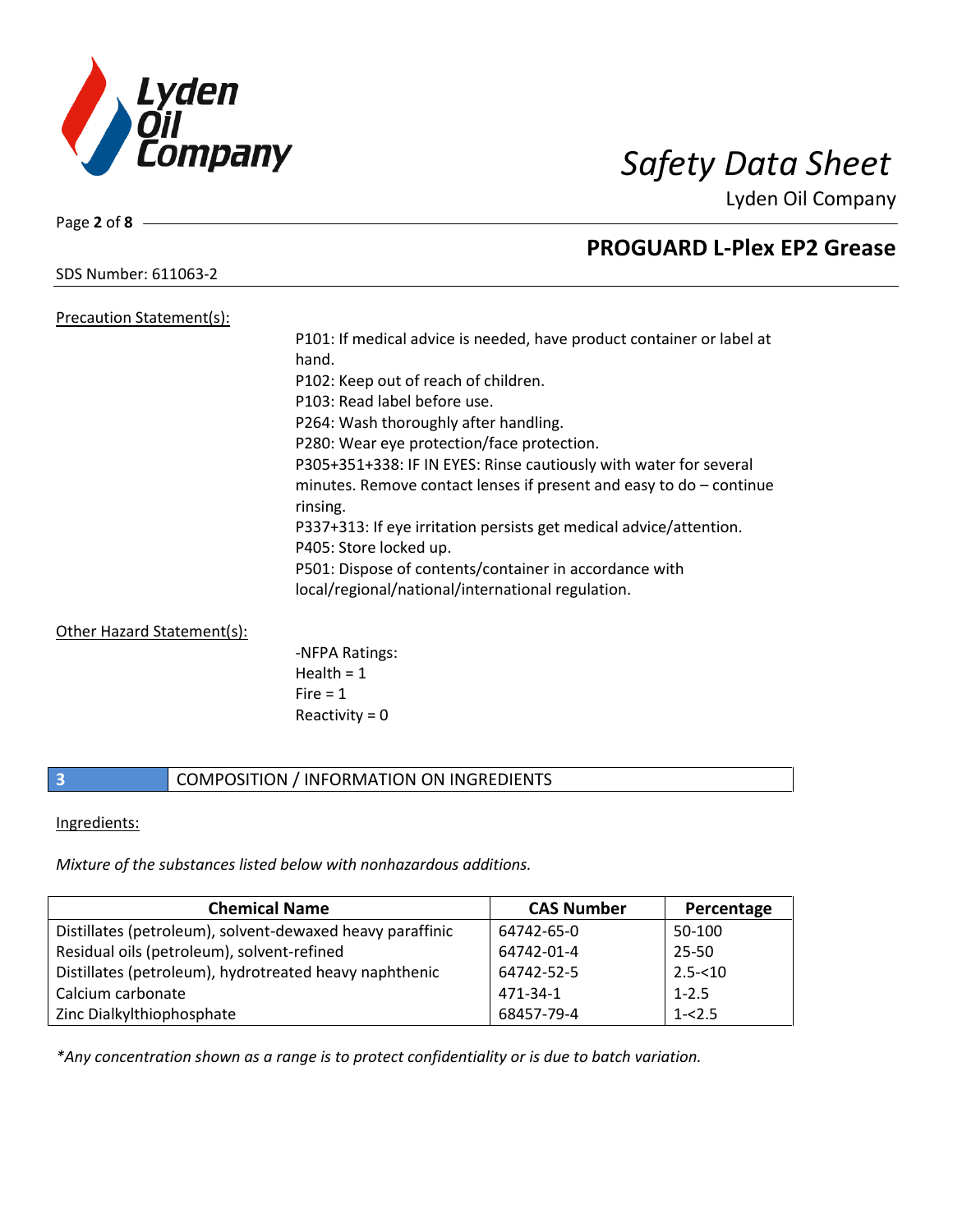Precation Statement(s):

P101: If medical advice is needed, have product container or label at hand.
P102: Keep out of reach of children.
P103: Read label before use.
P264: Wash thoroughly after handling.
P280: Wear eye protection/face protection.
P305+351+338: IF IN EYES: Rinse cautiously with water for several minutes. Remove contact lenses if present and easy to do – continue rinsing.
P337+313: If eye irritation persists get medical advice/attention.
P405: Store locked up.
P501: Dispose of contents/container in accordance with local/regional/national/international regulation.

Other Hazard Statement(s):

-NFPA Ratings:
Health = 1
Fire = 1
Reactivity = 0

## 3 COMPOSITION / INFORMATION ON INGREDIENTS

Ingredients:

*Mixture of the substances listed below with nonhazardous additions.*

| Chemical Name | CAS Number | Percentage |
|---|---|---|
| Distillates (petroleum), solvent-dewaxed heavy paraffinic | 64742-65-0 | 50-100 |
| Residual oils (petroleum), solvent-refined | 64742-01-4 | 25-50 |
| Distillates (petroleum), hydrotreated heavy naphthenic | 64742-52-5 | 2.5-<10 |
| Calcium carbonate | 471-34-1 | 1-2.5 |
| Zinc Dialkylthiophosphate | 68457-79-4 | 1-<2.5 |

*\*Any concentration shown as a range is to protect confidentiality or is due to batch variation.*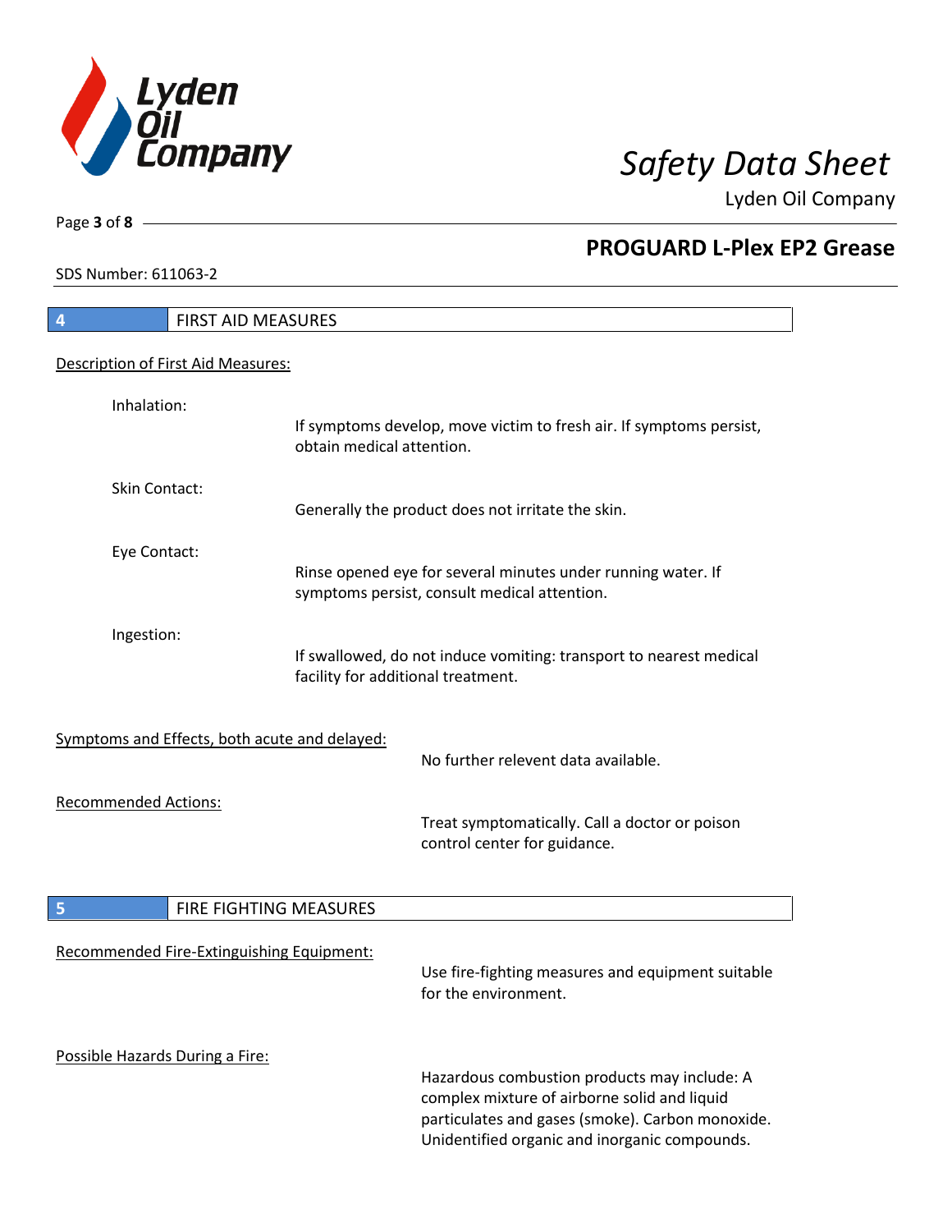## 4 FIRST AID MEASURES

Description of First Aid Measures:

Inhalation:

If symptoms develop, move victim to fresh air. If symptoms persist, obtain medical attention.

Skin Contact:

Generally the product does not irritate the skin.

Eye Contact:

Rinse opened eye for several minutes under running water. If symptoms persist, consult medical attention.

Ingestion:

If swallowed, do not induce vomiting: transport to nearest medical facility for additional treatment.

Symptoms and Effects, both acute and delayed:

No further relevent data available.

Recommended Actions:

Treat symptomatically. Call a doctor or poison control center for guidance.

## 5 FIRE FIGHTING MEASURES

Recommended Fire-Extinguishing Equipment:

Use fire-fighting measures and equipment suitable for the environment.

Possible Hazards During a Fire:

Hazardous combustion products may include: A complex mixture of airborne solid and liquid particulates and gases (smoke). Carbon monoxide. Unidentified organic and inorganic compounds.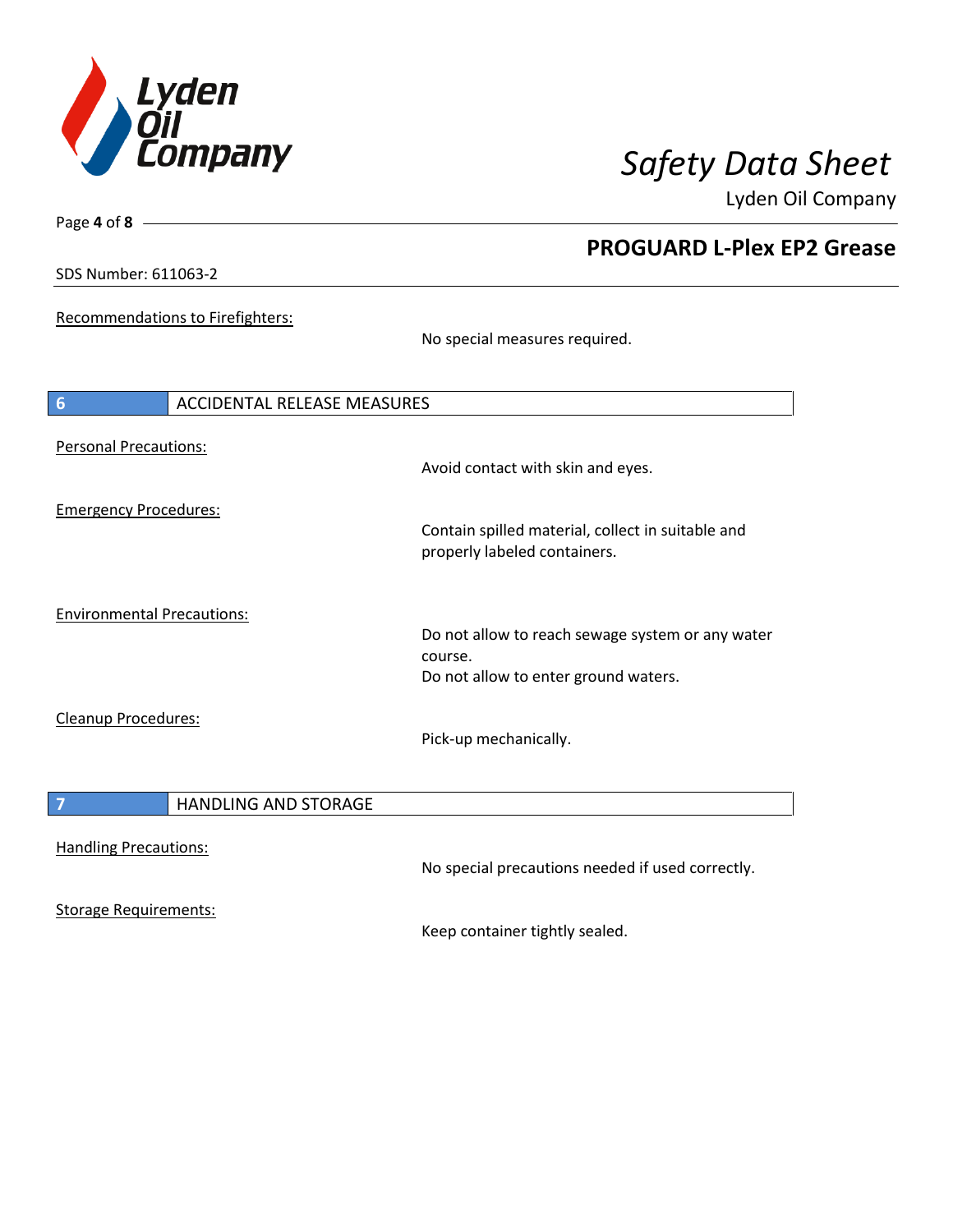Recommendations to Firefighters:

No special measures required.

## 6 ACCIDENTAL RELEASE MEASURES

Personal Precautions:

Avoid contact with skin and eyes.

Emergency Procedures:

Contain spilled material, collect in suitable and properly labeled containers.

Environmental Precautions:

Do not allow to reach sewage system or any water course.
Do not allow to enter ground waters.

Cleanup Procedures:

Pick-up mechanically.

## 7 HANDLING AND STORAGE

Handling Precautions:

No special precautions needed if used correctly.

Storage Requirements:

Keep container tightly sealed.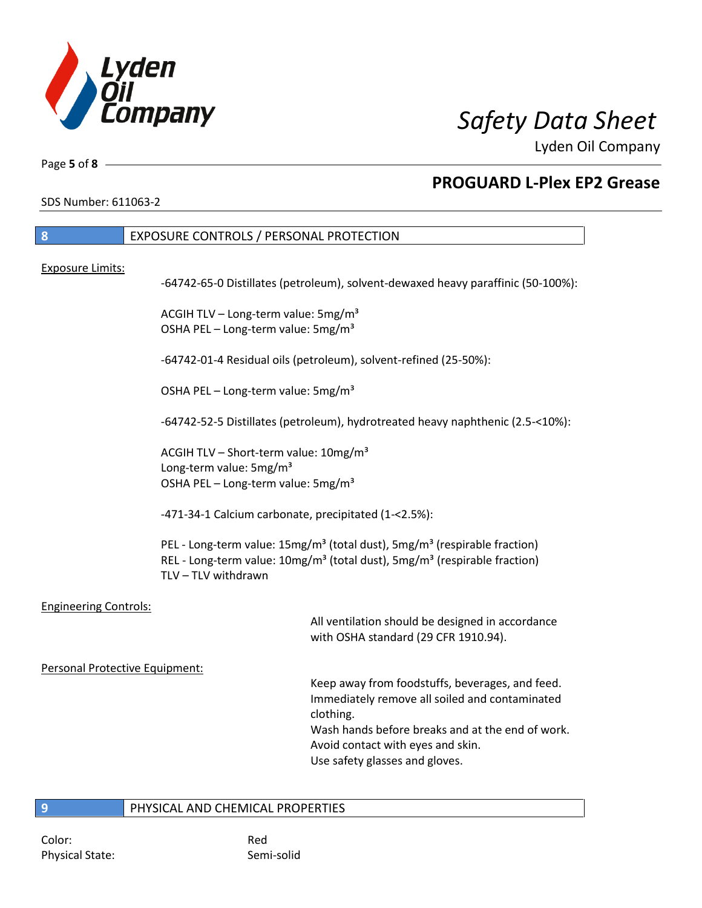## 8 EXPOSURE CONTROLS / PERSONAL PROTECTION

Exposure Limits:

-64742-65-0 Distillates (petroleum), solvent-dewaxed heavy paraffinic (50-100%):

ACGIH TLV – Long-term value: 5mg/m³
OSHA PEL – Long-term value: 5mg/m³

-64742-01-4 Residual oils (petroleum), solvent-refined (25-50%):

OSHA PEL – Long-term value: 5mg/m³

-64742-52-5 Distillates (petroleum), hydrotreated heavy naphthenic (2.5-<10%):

ACGIH TLV – Short-term value: 10mg/m³
Long-term value: 5mg/m³
OSHA PEL – Long-term value: 5mg/m³

-471-34-1 Calcium carbonate, precipitated (1-<2.5%):

PEL - Long-term value: 15mg/m³ (total dust), 5mg/m³ (respirable fraction)
REL - Long-term value: 10mg/m³ (total dust), 5mg/m³ (respirable fraction)
TLV – TLV withdrawn

Engineering Controls:

All ventilation should be designed in accordance with OSHA standard (29 CFR 1910.94).

Personal Protective Equipment:

Keep away from foodstuffs, beverages, and feed.
Immediately remove all soiled and contaminated clothing.
Wash hands before breaks and at the end of work.
Avoid contact with eyes and skin.
Use safety glasses and gloves.

## 9 PHYSICAL AND CHEMICAL PROPERTIES

Color: Red
Physical State: Semi-solid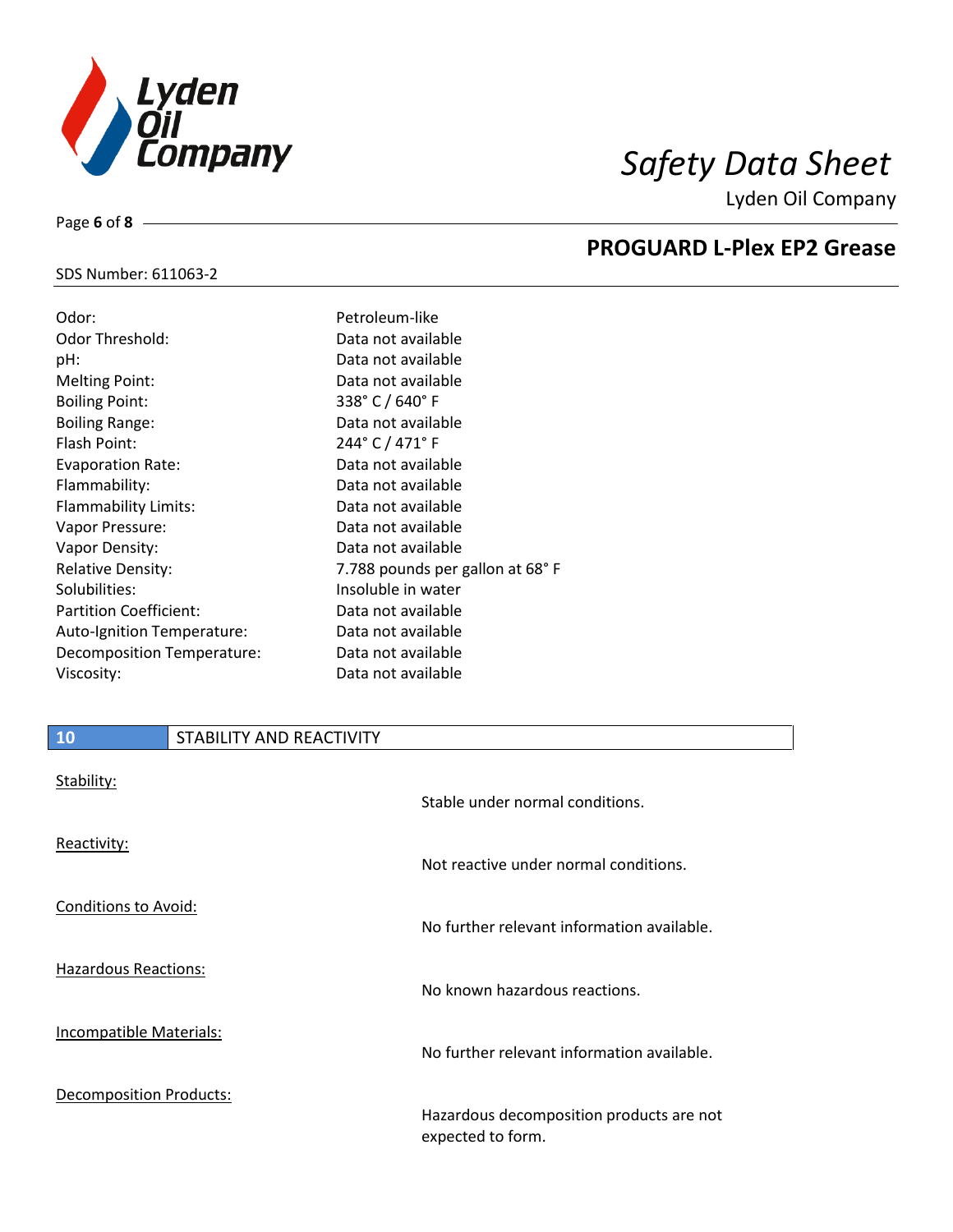| | |
|---|---|
| Odor: | Petroleum-like |
| Odor Threshold: | Data not available |
| pH: | Data not available |
| Melting Point: | Data not available |
| Boiling Point: | 338° C / 640° F |
| Boiling Range: | Data not available |
| Flash Point: | 244° C / 471° F |
| Evaporation Rate: | Data not available |
| Flammability: | Data not available |
| Flammability Limits: | Data not available |
| Vapor Pressure: | Data not available |
| Vapor Density: | Data not available |
| Relative Density: | 7.788 pounds per gallon at 68° F |
| Solubilities: | Insoluble in water |
| Partition Coefficient: | Data not available |
| Auto-Ignition Temperature: | Data not available |
| Decomposition Temperature: | Data not available |
| Viscosity: | Data not available |

## 10 STABILITY AND REACTIVITY

Stability:

Stable under normal conditions.

Reactivity:

Not reactive under normal conditions.

Conditions to Avoid:

No further relevant information available.

Hazardous Reactions:

No known hazardous reactions.

Incompatible Materials:

No further relevant information available.

Decomposition Products:

Hazardous decomposition products are not expected to form.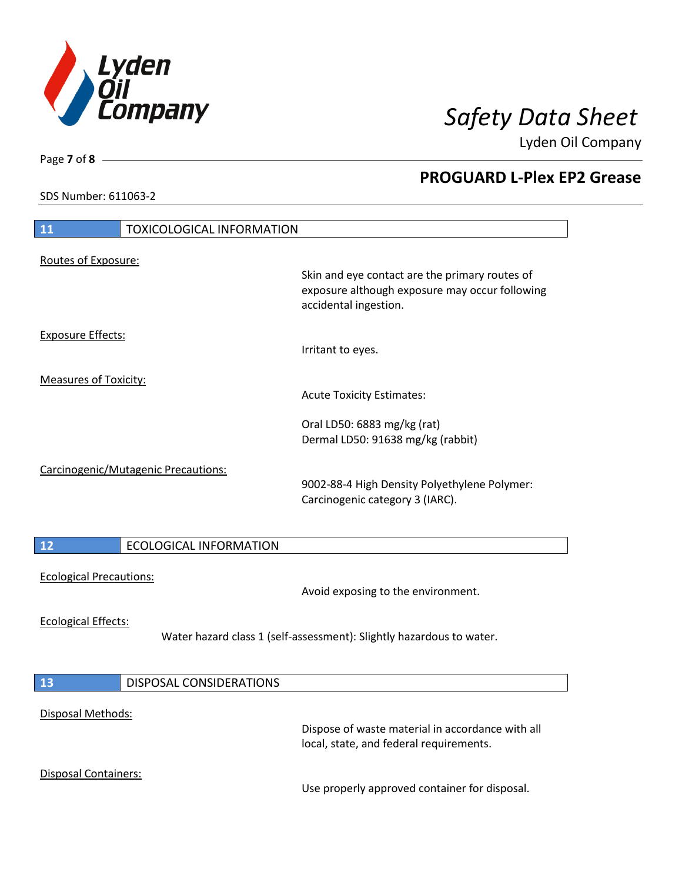# PROGUARD L-Plex EP2 Grease

SDS Number: 611063-2

## 11 TOXICOLOGICAL INFORMATION

Routes of Exposure:

Skin and eye contact are the primary routes of exposure although exposure may occur following accidental ingestion.

Exposure Effects:

Irritant to eyes.

Measures of Toxicity:

Acute Toxicity Estimates:

Oral LD50: 6883 mg/kg (rat)
Dermal LD50: 91638 mg/kg (rabbit)

Carcinogenic/Mutagenic Precautions:

9002-88-4 High Density Polyethylene Polymer: Carcinogenic category 3 (IARC).

## 12 ECOLOGICAL INFORMATION

Ecological Precautions:

Avoid exposing to the environment.

Ecological Effects:

Water hazard class 1 (self-assessment): Slightly hazardous to water.

## 13 DISPOSAL CONSIDERATIONS

Disposal Methods:

Dispose of waste material in accordance with all local, state, and federal requirements.

Disposal Containers:

Use properly approved container for disposal.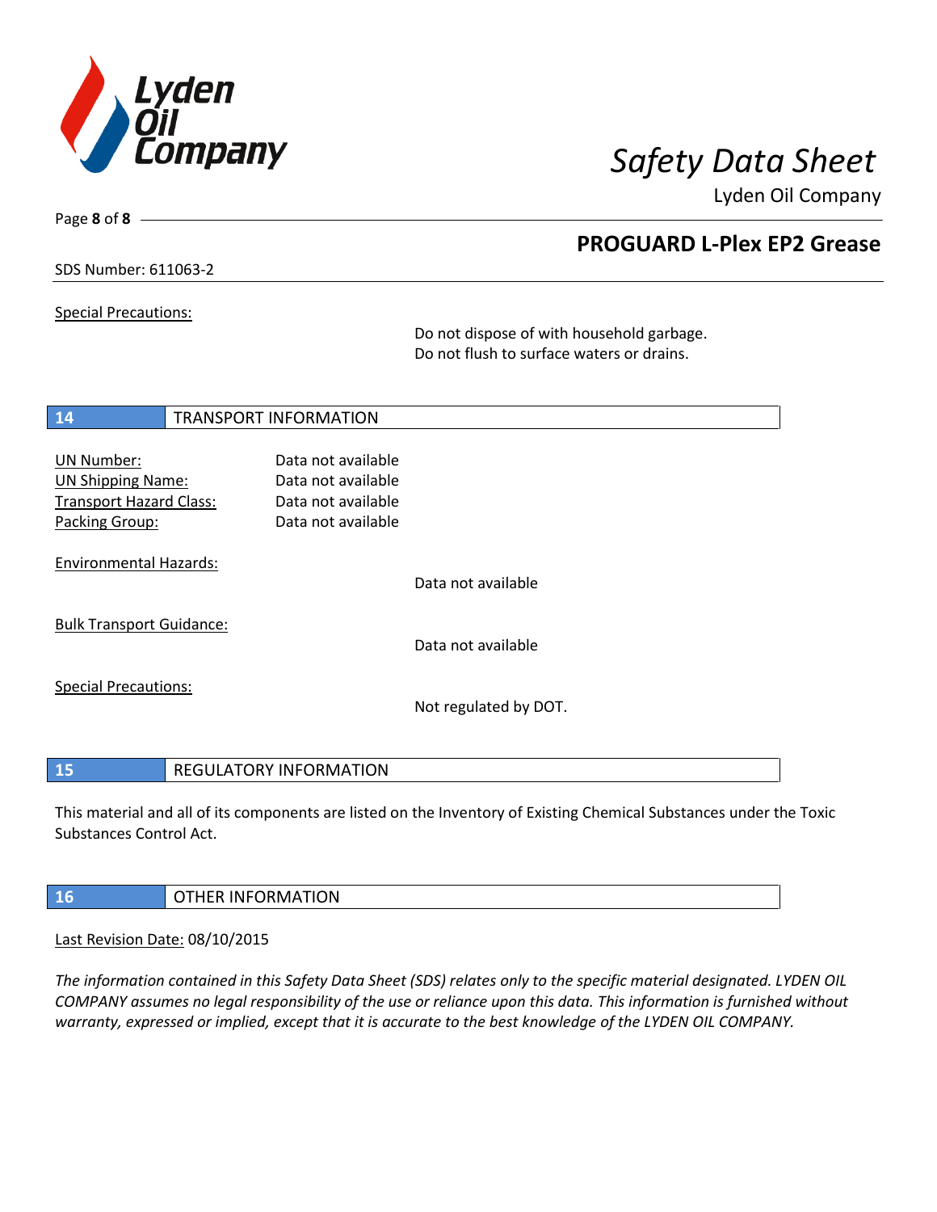Special Precautions:

Do not dispose of with household garbage.
Do not flush to surface waters or drains.

## 14 TRANSPORT INFORMATION

| | |
|---|---|
| UN Number: | Data not available |
| UN Shipping Name: | Data not available |
| Transport Hazard Class: | Data not available |
| Packing Group: | Data not available |

Environmental Hazards:

Data not available

Bulk Transport Guidance:

Data not available

Special Precautions:

Not regulated by DOT.

## 15 REGULATORY INFORMATION

This material and all of its components are listed on the Inventory of Existing Chemical Substances under the Toxic Substances Control Act.

## 16 OTHER INFORMATION

Last Revision Date: 08/10/2015

*The information contained in this Safety Data Sheet (SDS) relates only to the specific material designated. LYDEN OIL COMPANY assumes no legal responsibility of the use or reliance upon this data. This information is furnished without warranty, expressed or implied, except that it is accurate to the best knowledge of the LYDEN OIL COMPANY.*